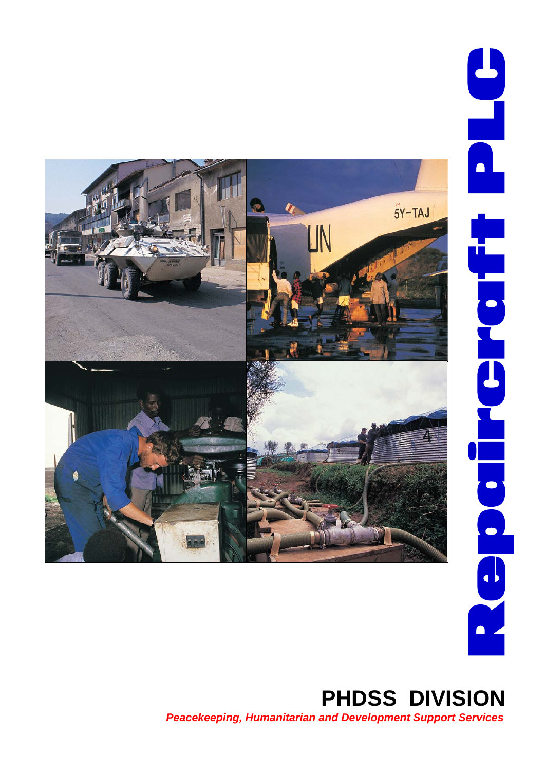# Repaircraft PLC

## PHDSS DIVISION

***Peacekeeping, Humanitarian and Development Support Services***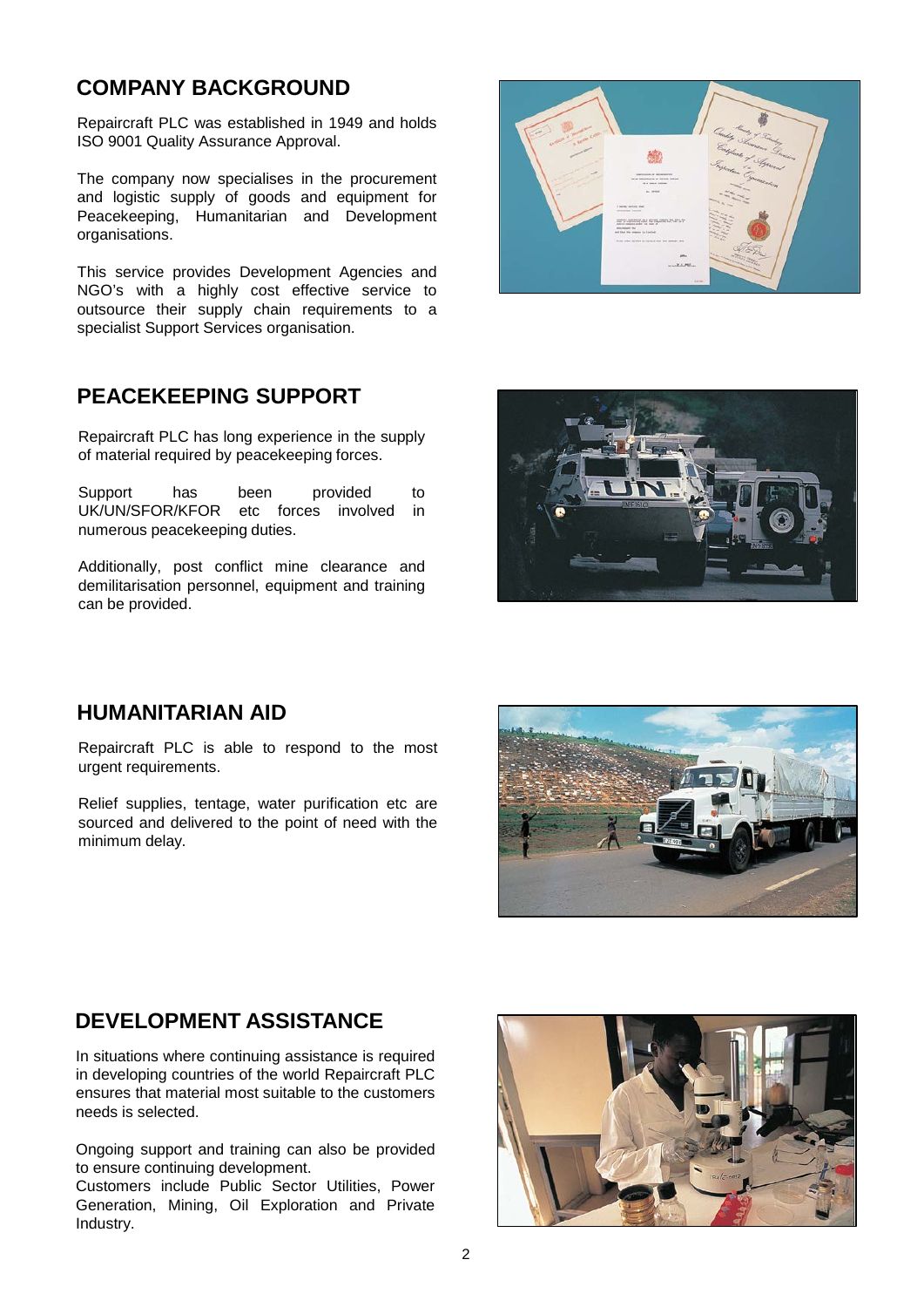## COMPANY BACKGROUND

Repaircraft PLC was established in 1949 and holds ISO 9001 Quality Assurance Approval.

The company now specialises in the procurement and logistic supply of goods and equipment for Peacekeeping, Humanitarian and Development organisations.

This service provides Development Agencies and NGO's with a highly cost effective service to outsource their supply chain requirements to a specialist Support Services organisation.

## PEACEKEEPING SUPPORT

Repaircraft PLC has long experience in the supply of material required by peacekeeping forces.

Support has been provided to UK/UN/SFOR/KFOR etc forces involved in numerous peacekeeping duties.

Additionally, post conflict mine clearance and demilitarisation personnel, equipment and training can be provided.

## HUMANITARIAN AID

Repaircraft PLC is able to respond to the most urgent requirements.

Relief supplies, tentage, water purification etc are sourced and delivered to the point of need with the minimum delay.

## DEVELOPMENT ASSISTANCE

In situations where continuing assistance is required in developing countries of the world Repaircraft PLC ensures that material most suitable to the customers needs is selected.

Ongoing support and training can also be provided to ensure continuing development.
Customers include Public Sector Utilities, Power Generation, Mining, Oil Exploration and Private Industry.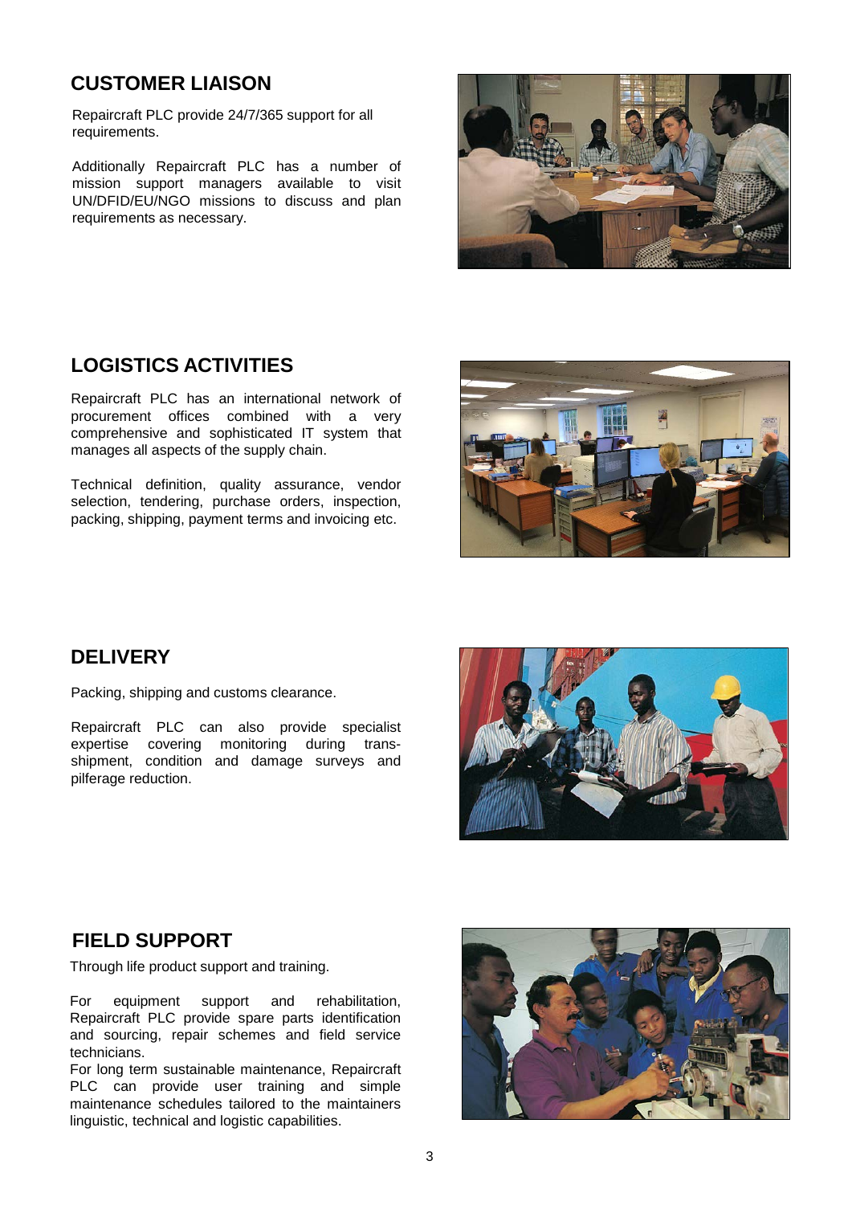## CUSTOMER LIAISON

Repaircraft PLC provide 24/7/365 support for all requirements.

Additionally Repaircraft PLC has a number of mission support managers available to visit UN/DFID/EU/NGO missions to discuss and plan requirements as necessary.

## LOGISTICS ACTIVITIES

Repaircraft PLC has an international network of procurement offices combined with a very comprehensive and sophisticated IT system that manages all aspects of the supply chain.

Technical definition, quality assurance, vendor selection, tendering, purchase orders, inspection, packing, shipping, payment terms and invoicing etc.

## DELIVERY

Packing, shipping and customs clearance.

Repaircraft PLC can also provide specialist expertise covering monitoring during trans-shipment, condition and damage surveys and pilferage reduction.

## FIELD SUPPORT

Through life product support and training.

For equipment support and rehabilitation, Repaircraft PLC provide spare parts identification and sourcing, repair schemes and field service technicians.

For long term sustainable maintenance, Repaircraft PLC can provide user training and simple maintenance schedules tailored to the maintainers linguistic, technical and logistic capabilities.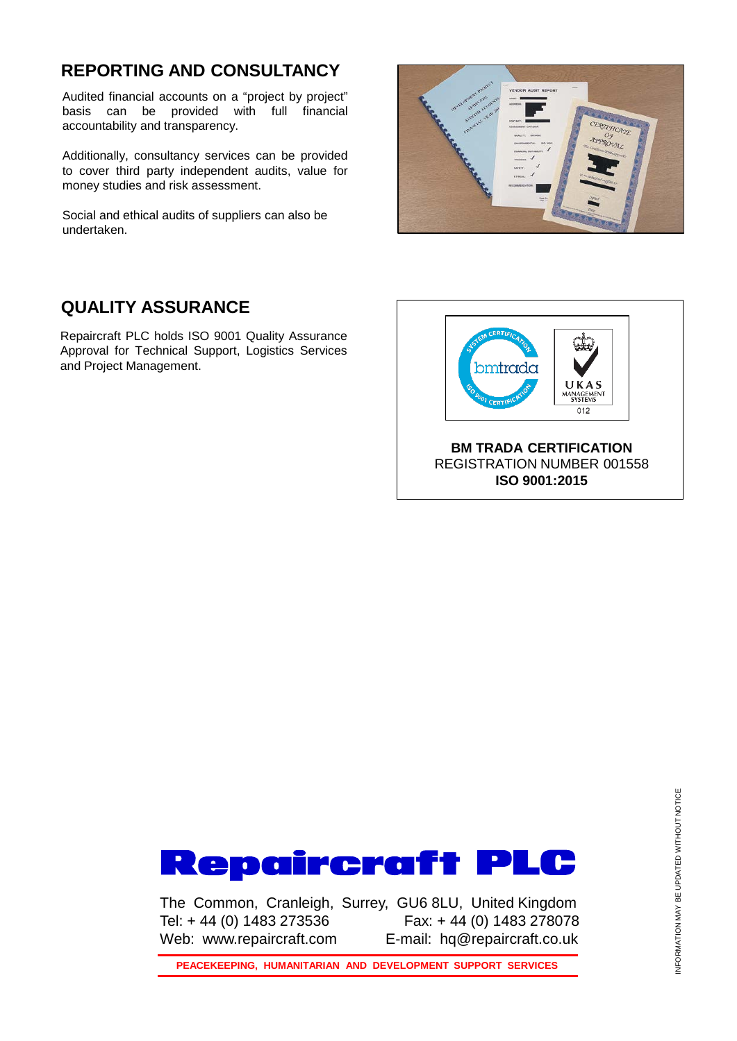## REPORTING AND CONSULTANCY

Audited financial accounts on a "project by project" basis can be provided with full financial accountability and transparency.

Additionally, consultancy services can be provided to cover third party independent audits, value for money studies and risk assessment.

Social and ethical audits of suppliers can also be undertaken.

## QUALITY ASSURANCE

Repaircraft PLC holds ISO 9001 Quality Assurance Approval for Technical Support, Logistics Services and Project Management.

**BM TRADA CERTIFICATION**
REGISTRATION NUMBER 001558
**ISO 9001:2015**

# Repaircraft PLC

The Common, Cranleigh, Surrey, GU6 8LU, United Kingdom
Tel: + 44 (0) 1483 273536 Fax: + 44 (0) 1483 278078
Web: www.repaircraft.com E-mail: hq@repaircraft.co.uk

**PEACEKEEPING, HUMANITARIAN AND DEVELOPMENT SUPPORT SERVICES**

INFORMATION MAY BE UPDATED WITHOUT NOTICE